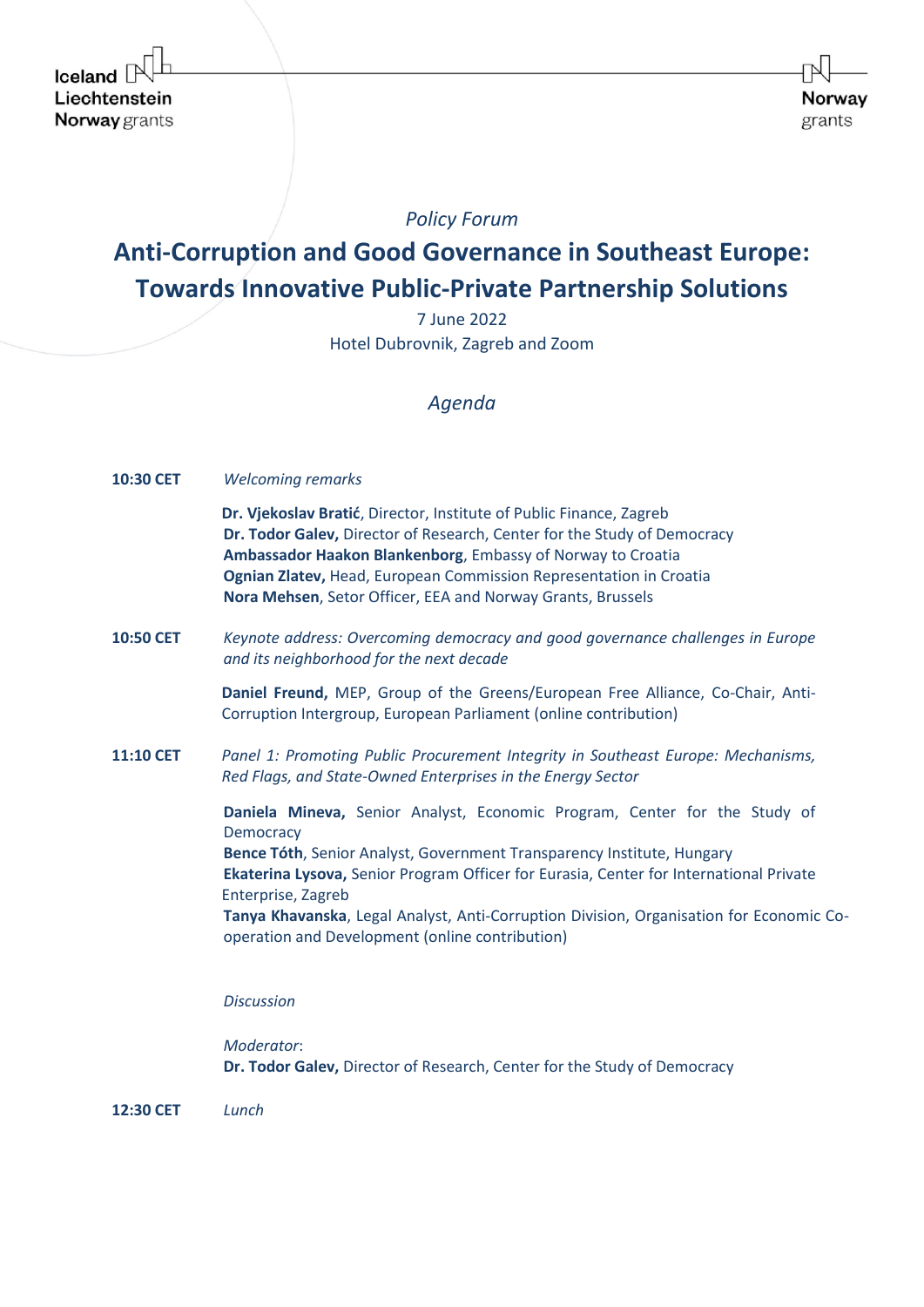*Policy Forum*

# Anti-Corruption and Good Governance in Southeast Europe: Towards Innovative Public-Private Partnership Solutions

7 June 2022
Hotel Dubrovnik, Zagreb and Zoom

*Agenda*

**10:30 CET** *Welcoming remarks*

**Dr. Vjekoslav Bratić**, Director, Institute of Public Finance, Zagreb
**Dr. Todor Galev,** Director of Research, Center for the Study of Democracy
**Ambassador Haakon Blankenborg**, Embassy of Norway to Croatia
**Ognian Zlatev,** Head, European Commission Representation in Croatia
**Nora Mehsen**, Setor Officer, EEA and Norway Grants, Brussels

**10:50 CET** *Keynote address: Overcoming democracy and good governance challenges in Europe and its neighborhood for the next decade*

**Daniel Freund,** MEP, Group of the Greens/European Free Alliance, Co-Chair, Anti-Corruption Intergroup, European Parliament (online contribution)

**11:10 CET** *Panel 1: Promoting Public Procurement Integrity in Southeast Europe: Mechanisms, Red Flags, and State-Owned Enterprises in the Energy Sector*

**Daniela Mineva,** Senior Analyst, Economic Program, Center for the Study of Democracy
**Bence Tóth**, Senior Analyst, Government Transparency Institute, Hungary
**Ekaterina Lysova,** Senior Program Officer for Eurasia, Center for International Private Enterprise, Zagreb
**Tanya Khavanska**, Legal Analyst, Anti-Corruption Division, Organisation for Economic Co-operation and Development (online contribution)

*Discussion*

*Moderator*:
**Dr. Todor Galev,** Director of Research, Center for the Study of Democracy

**12:30 CET** *Lunch*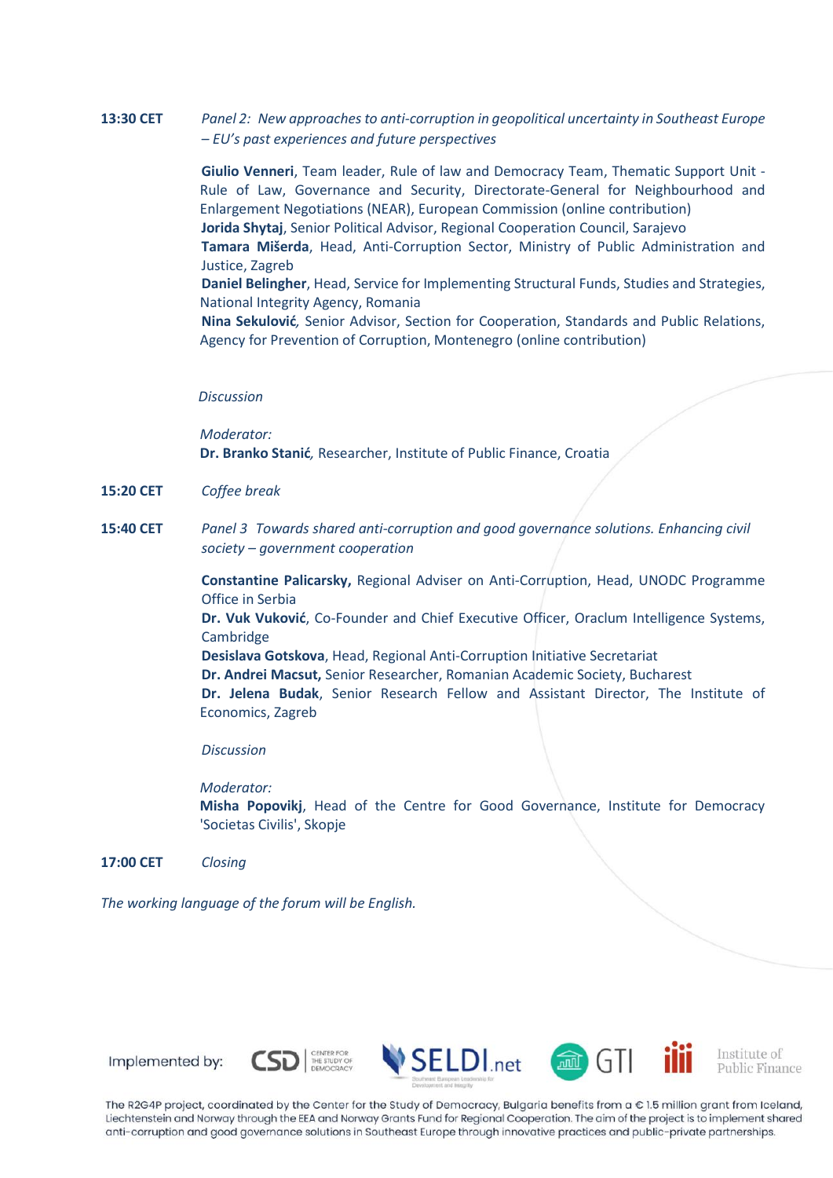**13:30 CET** *Panel 2: New approaches to anti-corruption in geopolitical uncertainty in Southeast Europe – EU's past experiences and future perspectives*

**Giulio Venneri**, Team leader, Rule of law and Democracy Team, Thematic Support Unit - Rule of Law, Governance and Security, Directorate-General for Neighbourhood and Enlargement Negotiations (NEAR), European Commission (online contribution)
**Jorida Shytaj**, Senior Political Advisor, Regional Cooperation Council, Sarajevo
**Tamara Mišerda**, Head, Anti-Corruption Sector, Ministry of Public Administration and Justice, Zagreb
**Daniel Belingher**, Head, Service for Implementing Structural Funds, Studies and Strategies, National Integrity Agency, Romania
**Nina Sekulović**, Senior Advisor, Section for Cooperation, Standards and Public Relations, Agency for Prevention of Corruption, Montenegro (online contribution)

*Discussion*

*Moderator:*
**Dr. Branko Stanić**, Researcher, Institute of Public Finance, Croatia

**15:20 CET** *Coffee break*

**15:40 CET** *Panel 3 Towards shared anti-corruption and good governance solutions. Enhancing civil society – government cooperation*

**Constantine Palicarsky,** Regional Adviser on Anti-Corruption, Head, UNODC Programme Office in Serbia
**Dr. Vuk Vuković**, Co-Founder and Chief Executive Officer, Oraclum Intelligence Systems, Cambridge
**Desislava Gotskova**, Head, Regional Anti-Corruption Initiative Secretariat
**Dr. Andrei Macsut,** Senior Researcher, Romanian Academic Society, Bucharest
**Dr. Jelena Budak**, Senior Research Fellow and Assistant Director, The Institute of Economics, Zagreb

*Discussion*

*Moderator:*
**Misha Popovikj**, Head of the Centre for Good Governance, Institute for Democracy 'Societas Civilis', Skopje

**17:00 CET** *Closing*

*The working language of the forum will be English.*

Implemented by: CSD Center for the Study of Democracy | SELDI.net Southeast European Leadership for Development and Integrity | GTI | Institute of Public Finance

The R2G4P project, coordinated by the Center for the Study of Democracy, Bulgaria benefits from a € 1.5 million grant from Iceland, Liechtenstein and Norway through the EEA and Norway Grants Fund for Regional Cooperation. The aim of the project is to implement shared anti-corruption and good governance solutions in Southeast Europe through innovative practices and public-private partnerships.